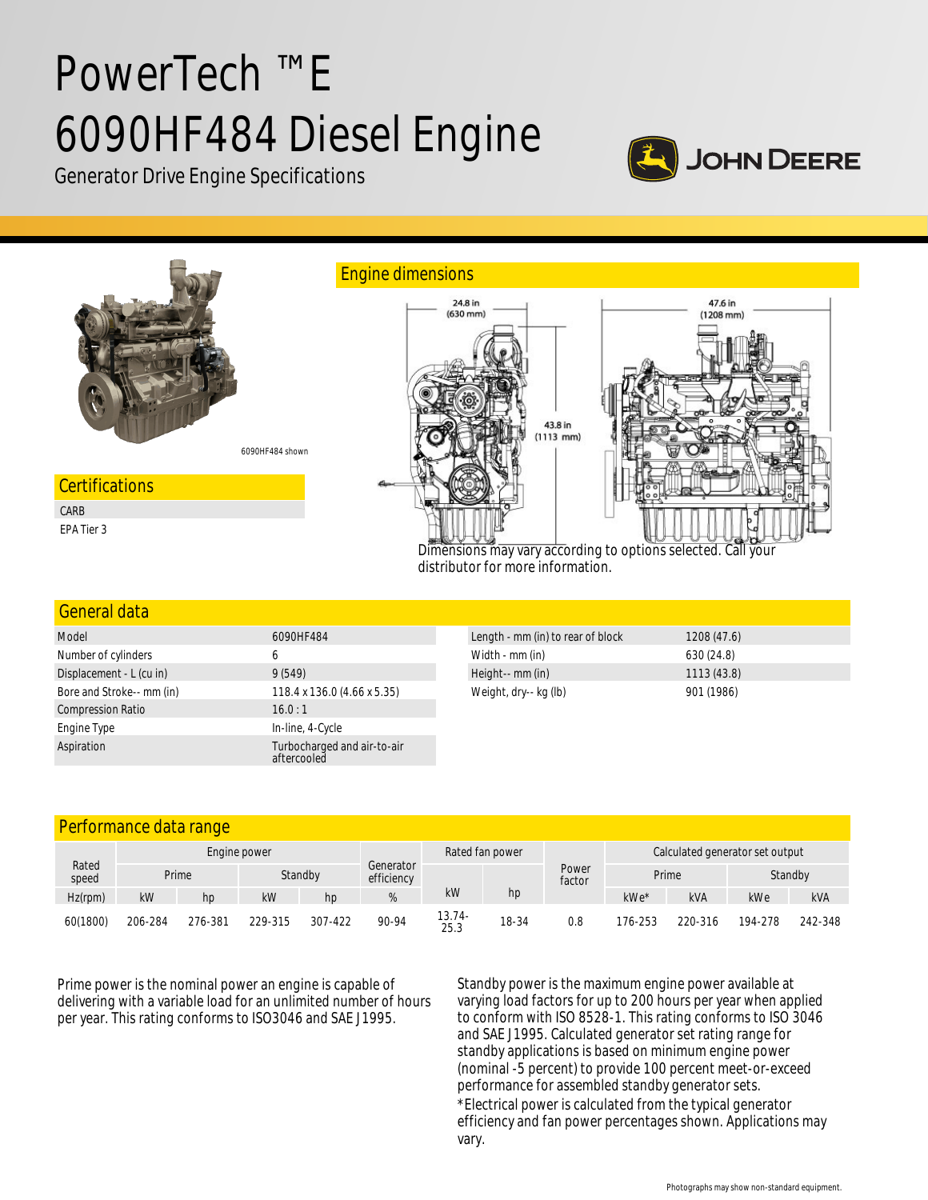# PowerTech ™E 6090HF484 Diesel Engine

Generator Drive Engine Specifications

6090HF484 shown

## Certifications

CARB

EPA Tier 3

## Engine dimensions

24.8 in (630 mm)

47.6 in (1208 mm)

43.8 in (1113 mm)

Dimensions may vary according to options selected. Call your distributor for more information.

## General data

| | |
|---|---|
| Model | 6090HF484 |
| Number of cylinders | 6 |
| Displacement - L (cu in) | 9 (549) |
| Bore and Stroke-- mm (in) | 118.4 x 136.0 (4.66 x 5.35) |
| Compression Ratio | 16.0 : 1 |
| Engine Type | In-line, 4-Cycle |
| Aspiration | Turbocharged and air-to-air aftercooled |

| | |
|---|---|
| Length - mm (in) to rear of block | 1208 (47.6) |
| Width - mm (in) | 630 (24.8) |
| Height-- mm (in) | 1113 (43.8) |
| Weight, dry-- kg (lb) | 901 (1986) |

## Performance data range

| Rated speed | Engine power | | | | Generator efficiency | Rated fan power | | Power factor | Calculated generator set output | | | |
|---|---|---|---|---|---|---|---|---|---|---|---|---|
| | Prime | | Standby | | | | | | Prime | | Standby | |
| Hz(rpm) | kW | hp | kW | hp | % | kW | hp | | kWe* | kVA | kWe | kVA |
| 60(1800) | 206-284 | 276-381 | 229-315 | 307-422 | 90-94 | 13.74-25.3 | 18-34 | 0.8 | 176-253 | 220-316 | 194-278 | 242-348 |

Prime power is the nominal power an engine is capable of delivering with a variable load for an unlimited number of hours per year. This rating conforms to ISO3046 and SAE J1995.

Standby power is the maximum engine power available at varying load factors for up to 200 hours per year when applied to conform with ISO 8528-1. This rating conforms to ISO 3046 and SAE J1995. Calculated generator set rating range for standby applications is based on minimum engine power (nominal -5 percent) to provide 100 percent meet-or-exceed performance for assembled standby generator sets.

*Electrical power is calculated from the typical generator efficiency and fan power percentages shown. Applications may vary.

Photographs may show non-standard equipment.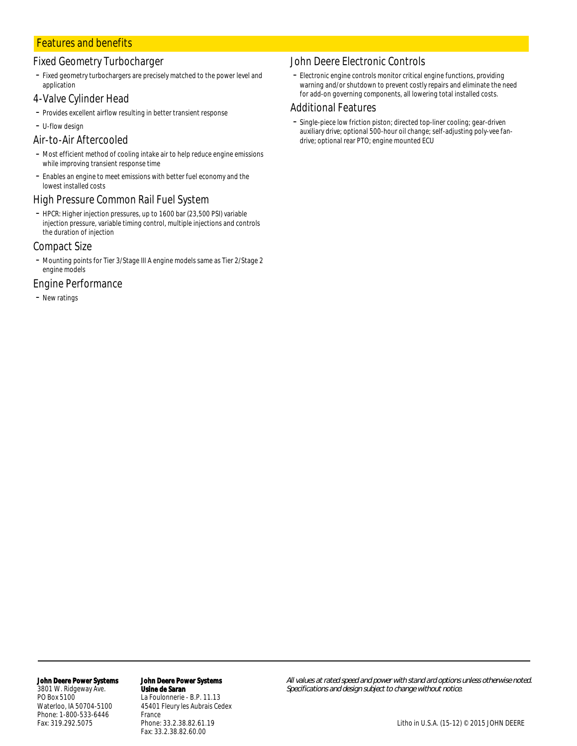## Features and benefits

### Fixed Geometry Turbocharger

- Fixed geometry turbochargers are precisely matched to the power level and application

### 4-Valve Cylinder Head

- Provides excellent airflow resulting in better transient response
- U-flow design

### Air-to-Air Aftercooled

- Most efficient method of cooling intake air to help reduce engine emissions while improving transient response time
- Enables an engine to meet emissions with better fuel economy and the lowest installed costs

### High Pressure Common Rail Fuel System

- HPCR: Higher injection pressures, up to 1600 bar (23,500 PSI) variable injection pressure, variable timing control, multiple injections and controls the duration of injection

### Compact Size

- Mounting points for Tier 3/Stage III A engine models same as Tier 2/Stage 2 engine models

### Engine Performance

- New ratings

### John Deere Electronic Controls

- Electronic engine controls monitor critical engine functions, providing warning and/or shutdown to prevent costly repairs and eliminate the need for add-on governing components, all lowering total installed costs.

### Additional Features

- Single-piece low friction piston; directed top-liner cooling; gear-driven auxiliary drive; optional 500-hour oil change; self-adjusting poly-vee fan-drive; optional rear PTO; engine mounted ECU

---

**John Deere Power Systems**
3801 W. Ridgeway Ave.
PO Box 5100
Waterloo, IA 50704-5100
Phone: 1-800-533-6446
Fax: 319.292.5075

**John Deere Power Systems**
**Usine de Saran**
La Foulonnerie - B.P. 11.13
45401 Fleury les Aubrais Cedex
France
Phone: 33.2.38.82.61.19
Fax: 33.2.38.82.60.00

*All values at rated speed and power with standard options unless otherwise noted. Specifications and design subject to change without notice.*

Litho in U.S.A. (15-12) © 2015 JOHN DEERE